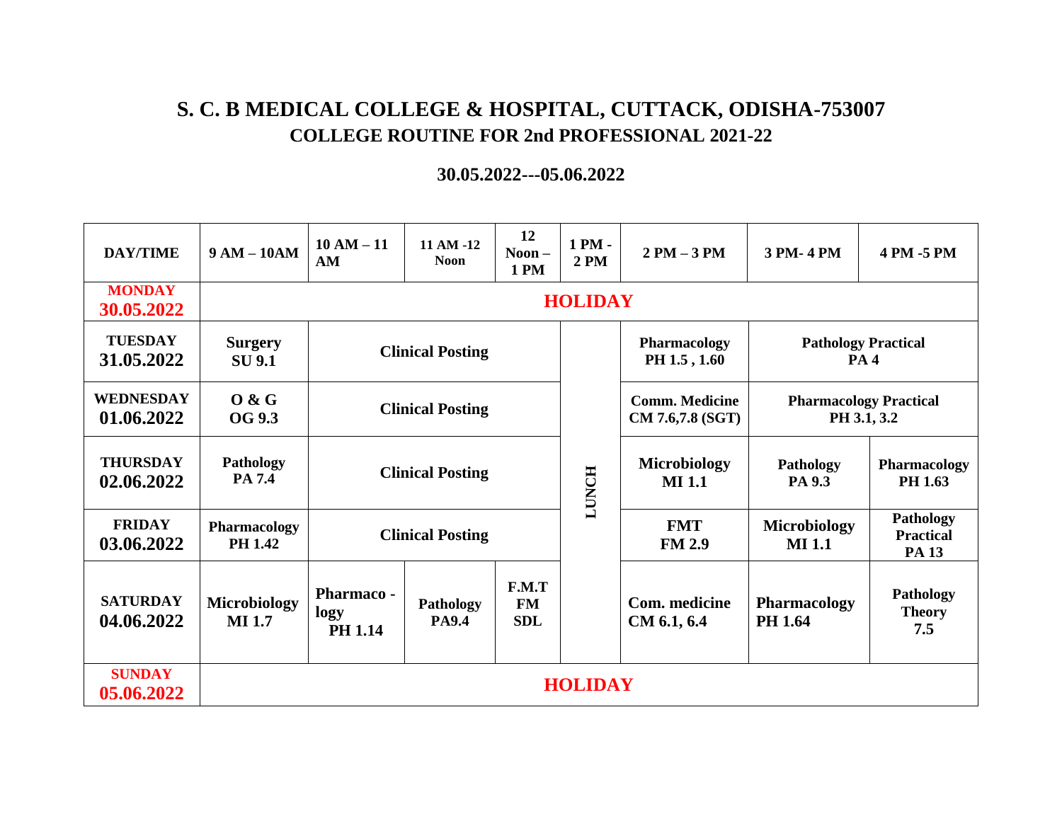# S. C. B MEDICAL COLLEGE & HOSPITAL, CUTTACK, ODISHA-753007

## COLLEGE ROUTINE FOR 2nd PROFESSIONAL 2021-22

### 30.05.2022---05.06.2022

| DAY/TIME | 9 AM – 10AM | 10 AM – 11 AM | 11 AM -12 Noon | 12 Noon – 1 PM | 1 PM - 2 PM | 2 PM – 3 PM | 3 PM- 4 PM | 4 PM -5 PM |
|---|---|---|---|---|---|---|---|---|
| **MONDAY 30.05.2022** | HOLIDAY | | | | | | | |
| **TUESDAY 31.05.2022** | Surgery SU 9.1 | Clinical Posting | | | LUNCH | Pharmacology PH 1.5 , 1.60 | Pathology Practical PA 4 | |
| **WEDNESDAY 01.06.2022** | O & G OG 9.3 | Clinical Posting | | | LUNCH | Comm. Medicine CM 7.6,7.8 (SGT) | Pharmacology Practical PH 3.1, 3.2 | |
| **THURSDAY 02.06.2022** | Pathology PA 7.4 | Clinical Posting | | | LUNCH | Microbiology MI 1.1 | Pathology PA 9.3 | Pharmacology PH 1.63 |
| **FRIDAY 03.06.2022** | Pharmacology PH 1.42 | Clinical Posting | | | LUNCH | FMT FM 2.9 | Microbiology MI 1.1 | Pathology Practical PA 13 |
| **SATURDAY 04.06.2022** | Microbiology MI 1.7 | Pharmaco - logy PH 1.14 | Pathology PA9.4 | F.M.T FM SDL | LUNCH | Com. medicine CM 6.1, 6.4 | Pharmacology PH 1.64 | Pathology Theory 7.5 |
| **SUNDAY 05.06.2022** | HOLIDAY | | | | | | | |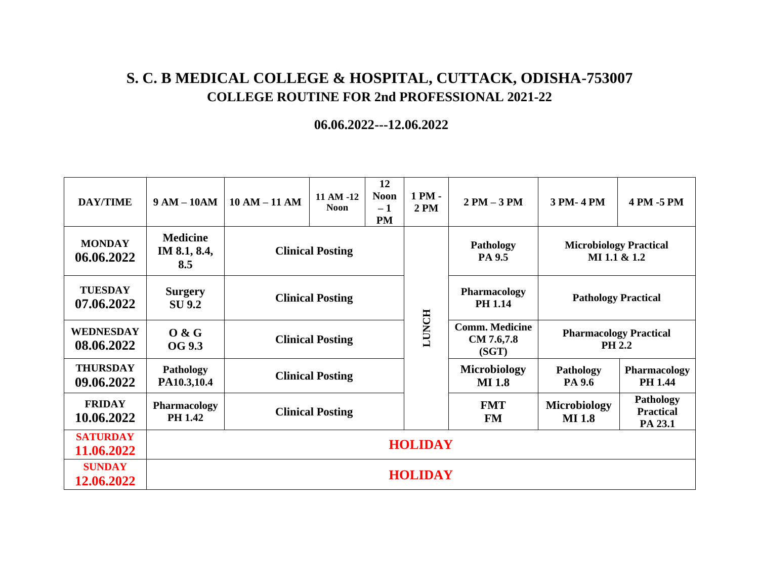# S. C. B MEDICAL COLLEGE & HOSPITAL, CUTTACK, ODISHA-753007

## COLLEGE ROUTINE FOR 2nd PROFESSIONAL 2021-22

### 06.06.2022---12.06.2022

| DAY/TIME | 9 AM – 10AM | 10 AM – 11 AM | 11 AM -12 Noon | 12 Noon – 1 PM | 1 PM - 2 PM | 2 PM – 3 PM | 3 PM- 4 PM | 4 PM -5 PM |
|---|---|---|---|---|---|---|---|---|
| MONDAY 06.06.2022 | Medicine IM 8.1, 8.4, 8.5 | Clinical Posting | | | LUNCH | Pathology PA 9.5 | Microbiology Practical MI 1.1 & 1.2 | |
| TUESDAY 07.06.2022 | Surgery SU 9.2 | Clinical Posting | | | | Pharmacology PH 1.14 | Pathology Practical | |
| WEDNESDAY 08.06.2022 | O & G OG 9.3 | Clinical Posting | | | | Comm. Medicine CM 7.6,7.8 (SGT) | Pharmacology Practical PH 2.2 | |
| THURSDAY 09.06.2022 | Pathology PA10.3,10.4 | Clinical Posting | | | | Microbiology MI 1.8 | Pathology PA 9.6 | Pharmacology PH 1.44 |
| FRIDAY 10.06.2022 | Pharmacology PH 1.42 | Clinical Posting | | | | FMT FM | Microbiology MI 1.8 | Pathology Practical PA 23.1 |
| SATURDAY 11.06.2022 | HOLIDAY | | | | | | | |
| SUNDAY 12.06.2022 | HOLIDAY | | | | | | | |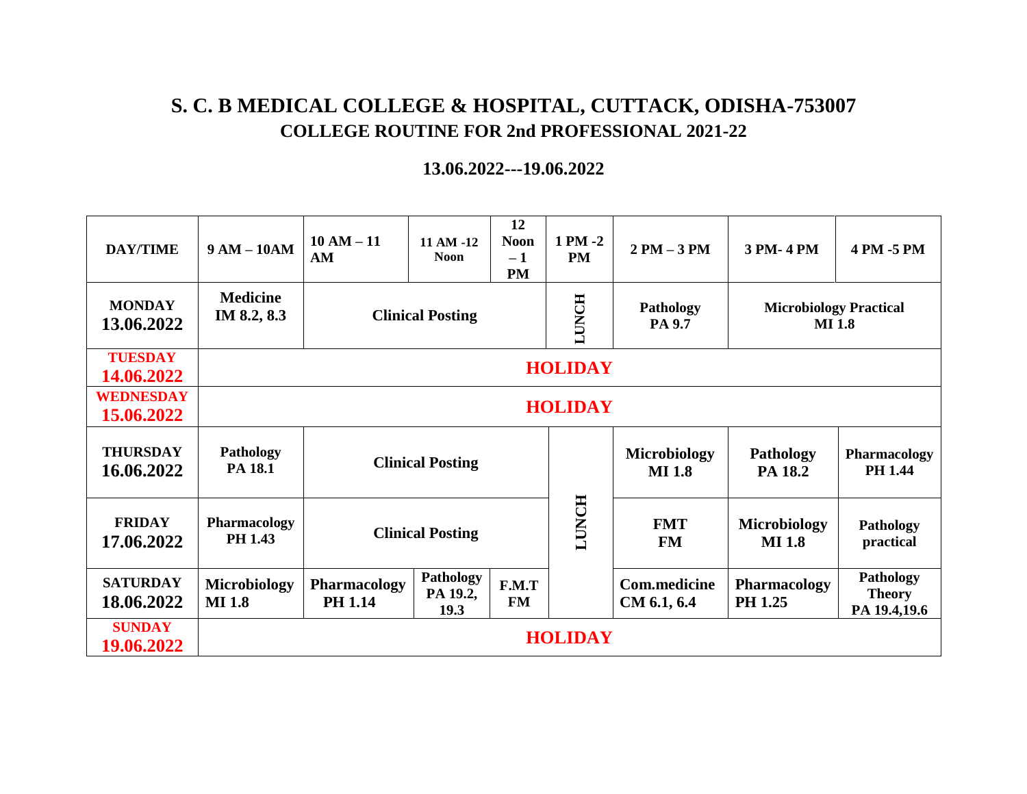# S. C. B MEDICAL COLLEGE & HOSPITAL, CUTTACK, ODISHA-753007

## COLLEGE ROUTINE FOR 2nd PROFESSIONAL 2021-22

### 13.06.2022---19.06.2022

| DAY/TIME | 9 AM – 10AM | 10 AM – 11 AM | 11 AM -12 Noon | 12 Noon – 1 PM | 1 PM -2 PM | 2 PM – 3 PM | 3 PM- 4 PM | 4 PM -5 PM |
|---|---|---|---|---|---|---|---|---|
| MONDAY 13.06.2022 | Medicine IM 8.2, 8.3 | Clinical Posting | | | LUNCH | Pathology PA 9.7 | Microbiology Practical MI 1.8 | |
| TUESDAY 14.06.2022 | HOLIDAY | | | | | | | |
| WEDNESDAY 15.06.2022 | HOLIDAY | | | | | | | |
| THURSDAY 16.06.2022 | Pathology PA 18.1 | Clinical Posting | | | LUNCH | Microbiology MI 1.8 | Pathology PA 18.2 | Pharmacology PH 1.44 |
| FRIDAY 17.06.2022 | Pharmacology PH 1.43 | Clinical Posting | | | | FMT FM | Microbiology MI 1.8 | Pathology practical |
| SATURDAY 18.06.2022 | Microbiology MI 1.8 | Pharmacology PH 1.14 | Pathology PA 19.2, 19.3 | F.M.T FM | | Com.medicine CM 6.1, 6.4 | Pharmacology PH 1.25 | Pathology Theory PA 19.4,19.6 |
| SUNDAY 19.06.2022 | HOLIDAY | | | | | | | |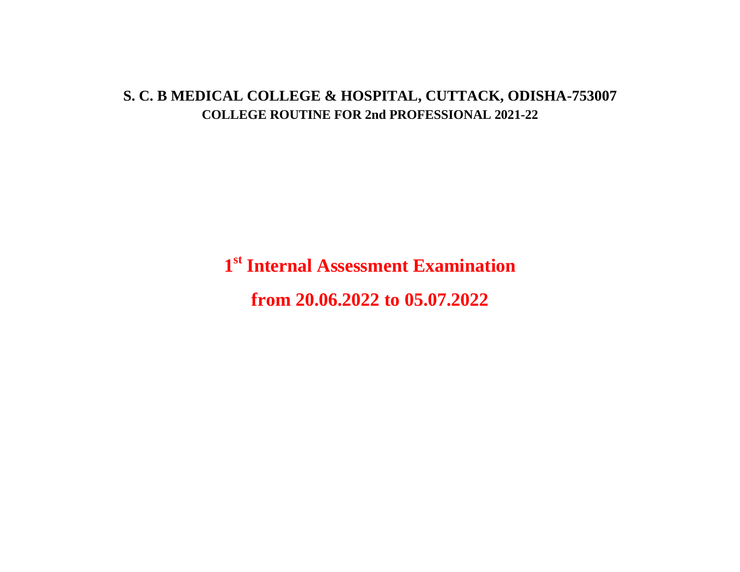**S. C. B MEDICAL COLLEGE & HOSPITAL, CUTTACK, ODISHA-753007**

**COLLEGE ROUTINE FOR 2nd PROFESSIONAL 2021-22**

# 1st Internal Assessment Examination

# from 20.06.2022 to 05.07.2022